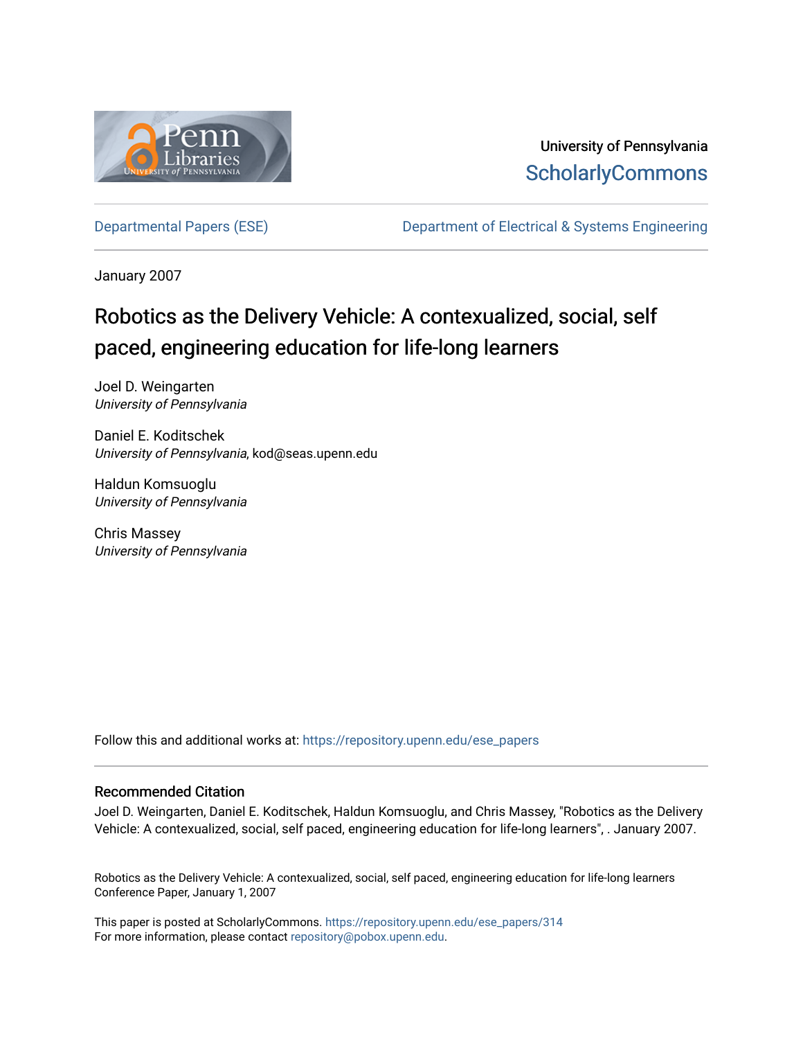University of Pennsylvania
ScholarlyCommons

Departmental Papers (ESE)

Department of Electrical & Systems Engineering

January 2007

# Robotics as the Delivery Vehicle: A contexualized, social, self paced, engineering education for life-long learners

Joel D. Weingarten
*University of Pennsylvania*

Daniel E. Koditschek
*University of Pennsylvania*, kod@seas.upenn.edu

Haldun Komsuoglu
*University of Pennsylvania*

Chris Massey
*University of Pennsylvania*

Follow this and additional works at: https://repository.upenn.edu/ese_papers

## Recommended Citation

Joel D. Weingarten, Daniel E. Koditschek, Haldun Komsuoglu, and Chris Massey, "Robotics as the Delivery Vehicle: A contexualized, social, self paced, engineering education for life-long learners", . January 2007.

Robotics as the Delivery Vehicle: A contexualized, social, self paced, engineering education for life-long learners
Conference Paper, January 1, 2007

This paper is posted at ScholarlyCommons. https://repository.upenn.edu/ese_papers/314
For more information, please contact repository@pobox.upenn.edu.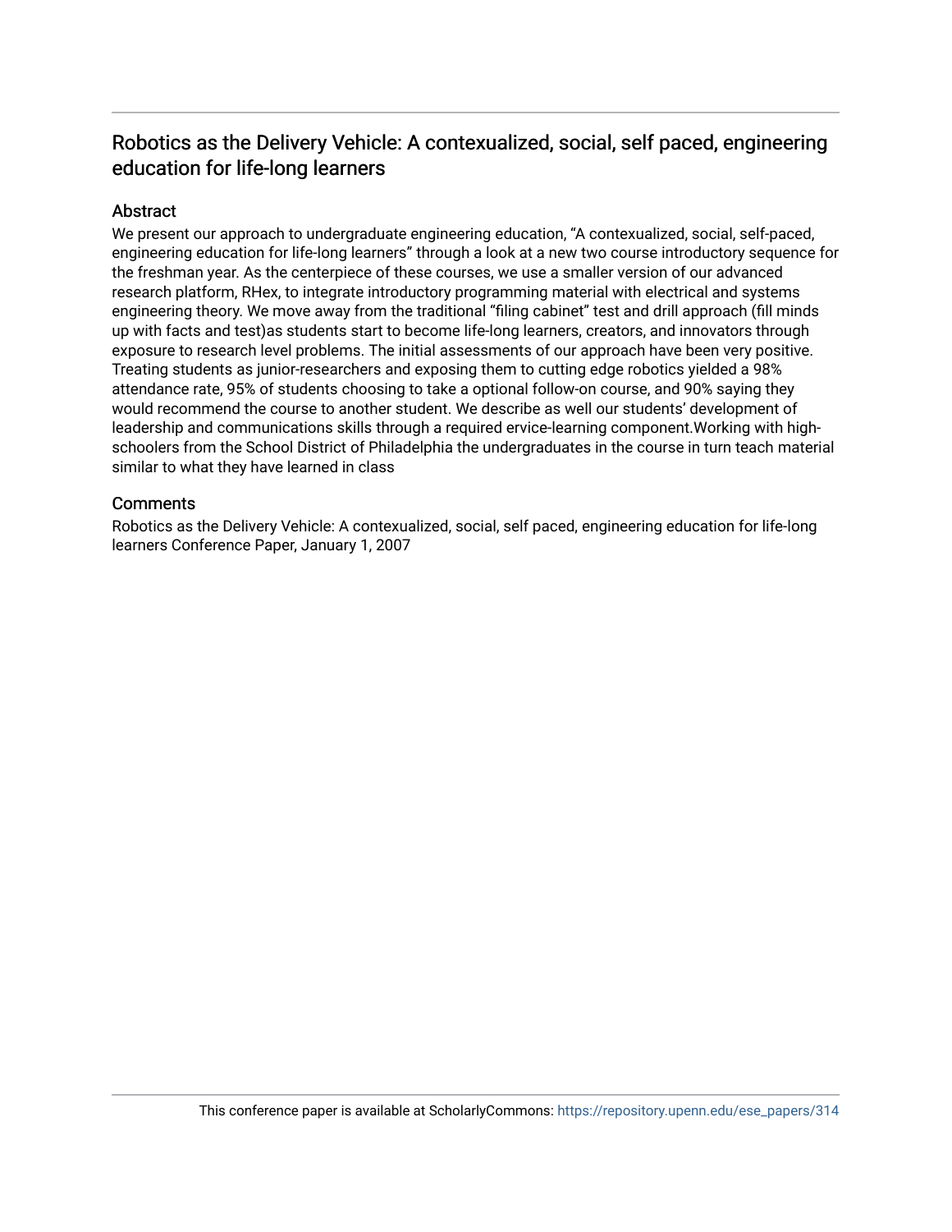## Robotics as the Delivery Vehicle: A contexualized, social, self paced, engineering education for life-long learners

### Abstract

We present our approach to undergraduate engineering education, "A contexualized, social, self-paced, engineering education for life-long learners" through a look at a new two course introductory sequence for the freshman year. As the centerpiece of these courses, we use a smaller version of our advanced research platform, RHex, to integrate introductory programming material with electrical and systems engineering theory. We move away from the traditional "filing cabinet" test and drill approach (fill minds up with facts and test)as students start to become life-long learners, creators, and innovators through exposure to research level problems. The initial assessments of our approach have been very positive. Treating students as junior-researchers and exposing them to cutting edge robotics yielded a 98% attendance rate, 95% of students choosing to take a optional follow-on course, and 90% saying they would recommend the course to another student. We describe as well our students' development of leadership and communications skills through a required ervice-learning component.Working with high-schoolers from the School District of Philadelphia the undergraduates in the course in turn teach material similar to what they have learned in class

### Comments

Robotics as the Delivery Vehicle: A contexualized, social, self paced, engineering education for life-long learners Conference Paper, January 1, 2007

This conference paper is available at ScholarlyCommons: https://repository.upenn.edu/ese_papers/314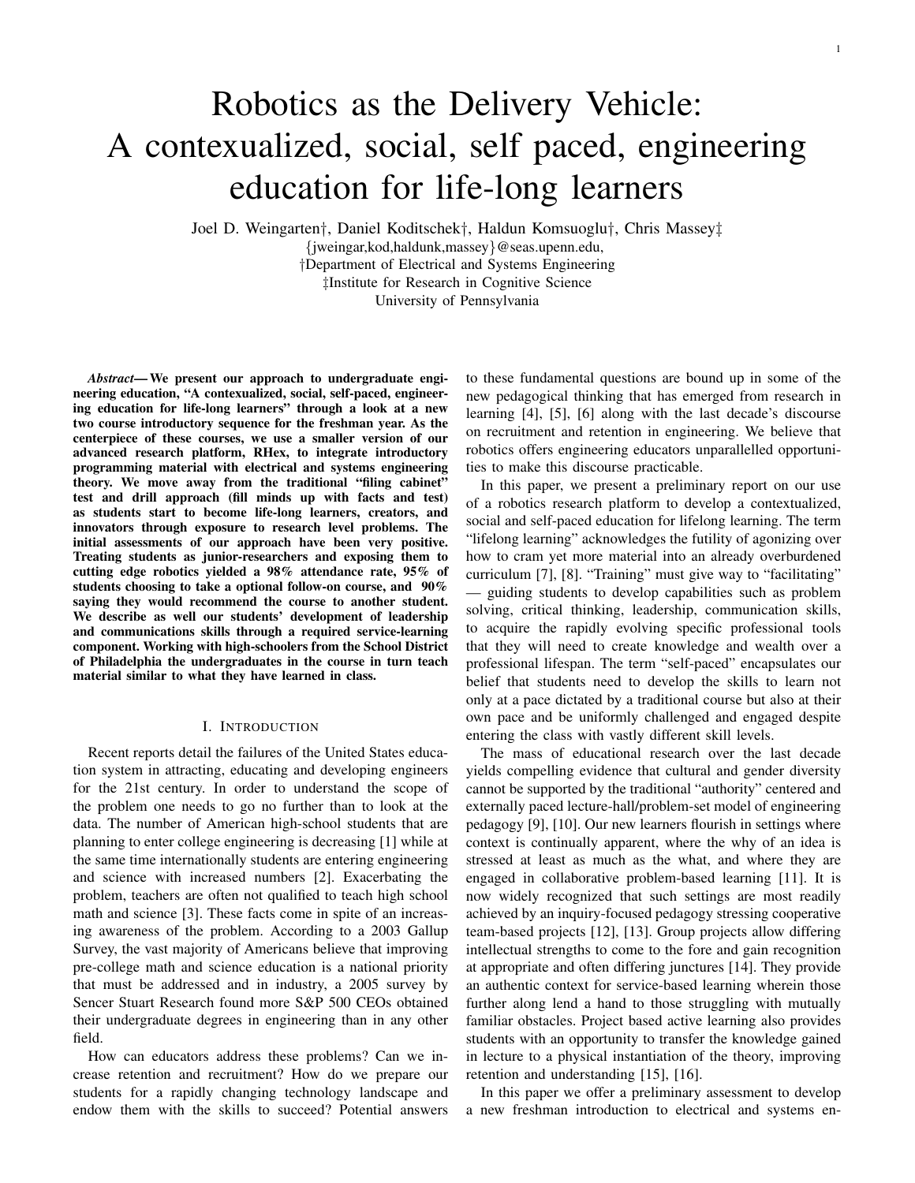# Robotics as the Delivery Vehicle: A contexualized, social, self paced, engineering education for life-long learners

Joel D. Weingarten†, Daniel Koditschek†, Haldun Komsuoglu†, Chris Massey‡

{jweingar,kod,haldunk,massey}@seas.upenn.edu,

†Department of Electrical and Systems Engineering

‡Institute for Research in Cognitive Science

University of Pennsylvania

***Abstract*— We present our approach to undergraduate engineering education, "A contexualized, social, self-paced, engineering education for life-long learners" through a look at a new two course introductory sequence for the freshman year. As the centerpiece of these courses, we use a smaller version of our advanced research platform, RHex, to integrate introductory programming material with electrical and systems engineering theory. We move away from the traditional "filing cabinet" test and drill approach (fill minds up with facts and test) as students start to become life-long learners, creators, and innovators through exposure to research level problems. The initial assessments of our approach have been very positive. Treating students as junior-researchers and exposing them to cutting edge robotics yielded a 98% attendance rate, 95% of students choosing to take a optional follow-on course, and 90% saying they would recommend the course to another student. We describe as well our students' development of leadership and communications skills through a required service-learning component. Working with high-schoolers from the School District of Philadelphia the undergraduates in the course in turn teach material similar to what they have learned in class.**

## I. Introduction

Recent reports detail the failures of the United States education system in attracting, educating and developing engineers for the 21st century. In order to understand the scope of the problem one needs to go no further than to look at the data. The number of American high-school students that are planning to enter college engineering is decreasing [1] while at the same time internationally students are entering engineering and science with increased numbers [2]. Exacerbating the problem, teachers are often not qualified to teach high school math and science [3]. These facts come in spite of an increasing awareness of the problem. According to a 2003 Gallup Survey, the vast majority of Americans believe that improving pre-college math and science education is a national priority that must be addressed and in industry, a 2005 survey by Sencer Stuart Research found more S&P 500 CEOs obtained their undergraduate degrees in engineering than in any other field.

How can educators address these problems? Can we increase retention and recruitment? How do we prepare our students for a rapidly changing technology landscape and endow them with the skills to succeed? Potential answers to these fundamental questions are bound up in some of the new pedagogical thinking that has emerged from research in learning [4], [5], [6] along with the last decade's discourse on recruitment and retention in engineering. We believe that robotics offers engineering educators unparallelled opportunities to make this discourse practicable.

In this paper, we present a preliminary report on our use of a robotics research platform to develop a contextualized, social and self-paced education for lifelong learning. The term "lifelong learning" acknowledges the futility of agonizing over how to cram yet more material into an already overburdened curriculum [7], [8]. "Training" must give way to "facilitating" — guiding students to develop capabilities such as problem solving, critical thinking, leadership, communication skills, to acquire the rapidly evolving specific professional tools that they will need to create knowledge and wealth over a professional lifespan. The term "self-paced" encapsulates our belief that students need to develop the skills to learn not only at a pace dictated by a traditional course but also at their own pace and be uniformly challenged and engaged despite entering the class with vastly different skill levels.

The mass of educational research over the last decade yields compelling evidence that cultural and gender diversity cannot be supported by the traditional "authority" centered and externally paced lecture-hall/problem-set model of engineering pedagogy [9], [10]. Our new learners flourish in settings where context is continually apparent, where the why of an idea is stressed at least as much as the what, and where they are engaged in collaborative problem-based learning [11]. It is now widely recognized that such settings are most readily achieved by an inquiry-focused pedagogy stressing cooperative team-based projects [12], [13]. Group projects allow differing intellectual strengths to come to the fore and gain recognition at appropriate and often differing junctures [14]. They provide an authentic context for service-based learning wherein those further along lend a hand to those struggling with mutually familiar obstacles. Project based active learning also provides students with an opportunity to transfer the knowledge gained in lecture to a physical instantiation of the theory, improving retention and understanding [15], [16].

In this paper we offer a preliminary assessment to develop a new freshman introduction to electrical and systems en-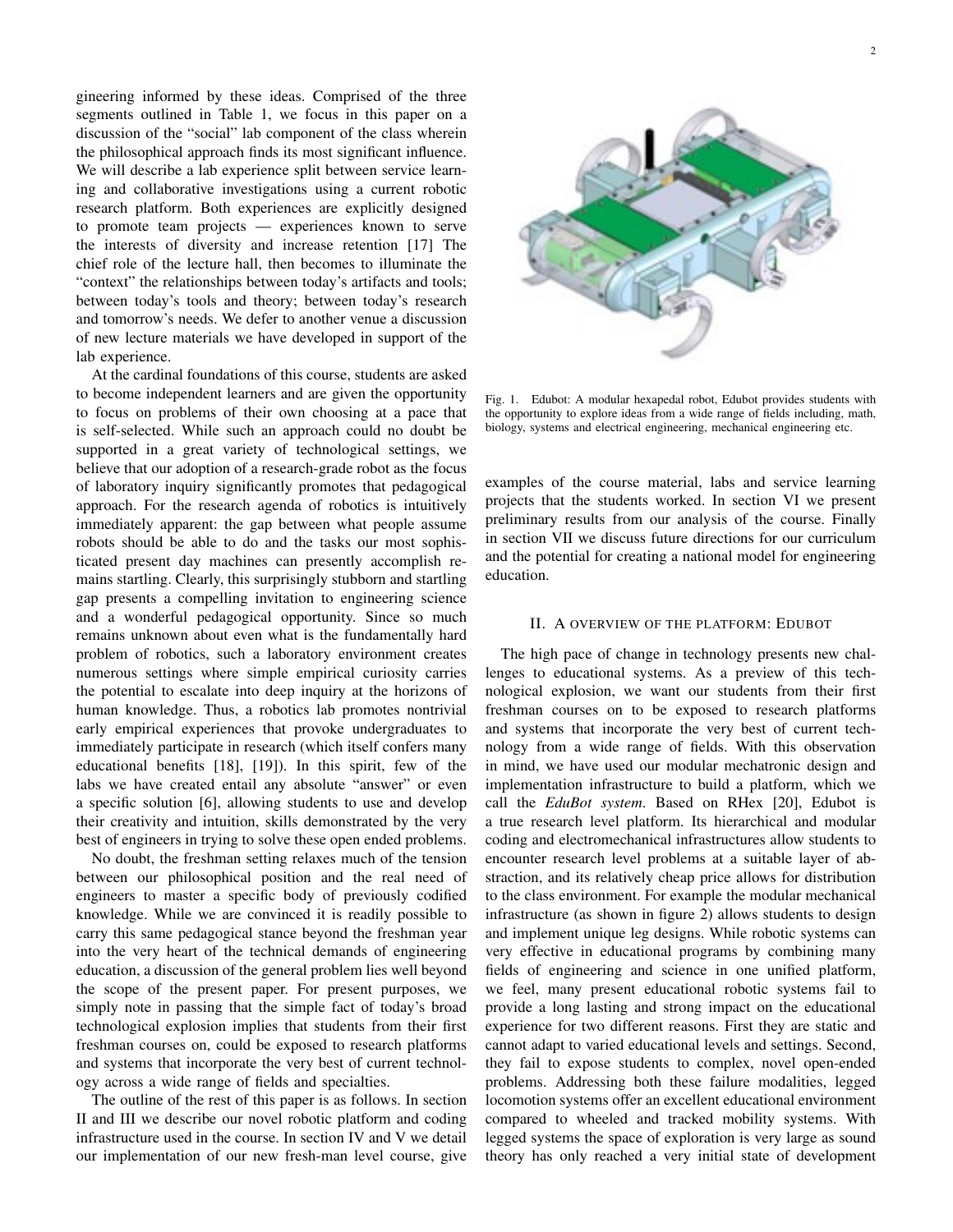gineering informed by these ideas. Comprised of the three segments outlined in Table 1, we focus in this paper on a discussion of the "social" lab component of the class wherein the philosophical approach finds its most significant influence. We will describe a lab experience split between service learning and collaborative investigations using a current robotic research platform. Both experiences are explicitly designed to promote team projects — experiences known to serve the interests of diversity and increase retention [17] The chief role of the lecture hall, then becomes to illuminate the "context" the relationships between today's artifacts and tools; between today's tools and theory; between today's research and tomorrow's needs. We defer to another venue a discussion of new lecture materials we have developed in support of the lab experience.

At the cardinal foundations of this course, students are asked to become independent learners and are given the opportunity to focus on problems of their own choosing at a pace that is self-selected. While such an approach could no doubt be supported in a great variety of technological settings, we believe that our adoption of a research-grade robot as the focus of laboratory inquiry significantly promotes that pedagogical approach. For the research agenda of robotics is intuitively immediately apparent: the gap between what people assume robots should be able to do and the tasks our most sophisticated present day machines can presently accomplish remains startling. Clearly, this surprisingly stubborn and startling gap presents a compelling invitation to engineering science and a wonderful pedagogical opportunity. Since so much remains unknown about even what is the fundamentally hard problem of robotics, such a laboratory environment creates numerous settings where simple empirical curiosity carries the potential to escalate into deep inquiry at the horizons of human knowledge. Thus, a robotics lab promotes nontrivial early empirical experiences that provoke undergraduates to immediately participate in research (which itself confers many educational benefits [18], [19]). In this spirit, few of the labs we have created entail any absolute "answer" or even a specific solution [6], allowing students to use and develop their creativity and intuition, skills demonstrated by the very best of engineers in trying to solve these open ended problems.

No doubt, the freshman setting relaxes much of the tension between our philosophical position and the real need of engineers to master a specific body of previously codified knowledge. While we are convinced it is readily possible to carry this same pedagogical stance beyond the freshman year into the very heart of the technical demands of engineering education, a discussion of the general problem lies well beyond the scope of the present paper. For present purposes, we simply note in passing that the simple fact of today's broad technological explosion implies that students from their first freshman courses on, could be exposed to research platforms and systems that incorporate the very best of current technology across a wide range of fields and specialties.

The outline of the rest of this paper is as follows. In section II and III we describe our novel robotic platform and coding infrastructure used in the course. In section IV and V we detail our implementation of our new fresh-man level course, give examples of the course material, labs and service learning projects that the students worked. In section VI we present preliminary results from our analysis of the course. Finally in section VII we discuss future directions for our curriculum and the potential for creating a national model for engineering education.

Fig. 1. Edubot: A modular hexapedal robot, Edubot provides students with the opportunity to explore ideas from a wide range of fields including, math, biology, systems and electrical engineering, mechanical engineering etc.

## II. A OVERVIEW OF THE PLATFORM: EDUBOT

The high pace of change in technology presents new challenges to educational systems. As a preview of this technological explosion, we want our students from their first freshman courses on to be exposed to research platforms and systems that incorporate the very best of current technology from a wide range of fields. With this observation in mind, we have used our modular mechatronic design and implementation infrastructure to build a platform, which we call the *EduBot system*. Based on RHex [20], Edubot is a true research level platform. Its hierarchical and modular coding and electromechanical infrastructures allow students to encounter research level problems at a suitable layer of abstraction, and its relatively cheap price allows for distribution to the class environment. For example the modular mechanical infrastructure (as shown in figure 2) allows students to design and implement unique leg designs. While robotic systems can very effective in educational programs by combining many fields of engineering and science in one unified platform, we feel, many present educational robotic systems fail to provide a long lasting and strong impact on the educational experience for two different reasons. First they are static and cannot adapt to varied educational levels and settings. Second, they fail to expose students to complex, novel open-ended problems. Addressing both these failure modalities, legged locomotion systems offer an excellent educational environment compared to wheeled and tracked mobility systems. With legged systems the space of exploration is very large as sound theory has only reached a very initial state of development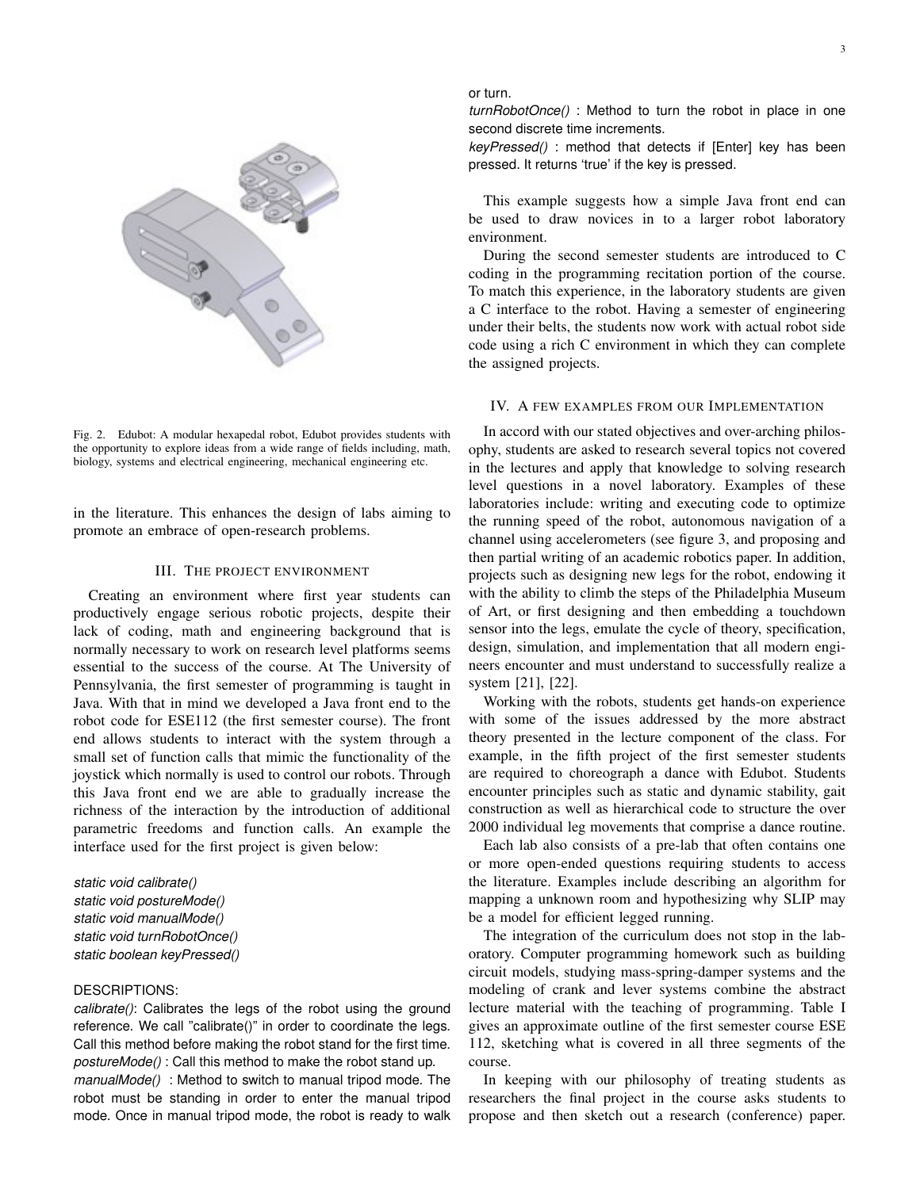Fig. 2. Edubot: A modular hexapedal robot, Edubot provides students with the opportunity to explore ideas from a wide range of fields including, math, biology, systems and electrical engineering, mechanical engineering etc.

in the literature. This enhances the design of labs aiming to promote an embrace of open-research problems.

## III. The project environment

Creating an environment where first year students can productively engage serious robotic projects, despite their lack of coding, math and engineering background that is normally necessary to work on research level platforms seems essential to the success of the course. At The University of Pennsylvania, the first semester of programming is taught in Java. With that in mind we developed a Java front end to the robot code for ESE112 (the first semester course). The front end allows students to interact with the system through a small set of function calls that mimic the functionality of the joystick which normally is used to control our robots. Through this Java front end we are able to gradually increase the richness of the interaction by the introduction of additional parametric freedoms and function calls. An example the interface used for the first project is given below:

```
static void calibrate()
static void postureMode()
static void manualMode()
static void turnRobotOnce()
static boolean keyPressed()
```

DESCRIPTIONS:

*calibrate()*: Calibrates the legs of the robot using the ground reference. We call "calibrate()" in order to coordinate the legs. Call this method before making the robot stand for the first time.
*postureMode()* : Call this method to make the robot stand up.
*manualMode()* : Method to switch to manual tripod mode. The robot must be standing in order to enter the manual tripod mode. Once in manual tripod mode, the robot is ready to walk or turn.
*turnRobotOnce()* : Method to turn the robot in place in one second discrete time increments.
*keyPressed()* : method that detects if [Enter] key has been pressed. It returns 'true' if the key is pressed.

This example suggests how a simple Java front end can be used to draw novices in to a larger robot laboratory environment.

During the second semester students are introduced to C coding in the programming recitation portion of the course. To match this experience, in the laboratory students are given a C interface to the robot. Having a semester of engineering under their belts, the students now work with actual robot side code using a rich C environment in which they can complete the assigned projects.

## IV. A few examples from our Implementation

In accord with our stated objectives and over-arching philosophy, students are asked to research several topics not covered in the lectures and apply that knowledge to solving research level questions in a novel laboratory. Examples of these laboratories include: writing and executing code to optimize the running speed of the robot, autonomous navigation of a channel using accelerometers (see figure 3, and proposing and then partial writing of an academic robotics paper. In addition, projects such as designing new legs for the robot, endowing it with the ability to climb the steps of the Philadelphia Museum of Art, or first designing and then embedding a touchdown sensor into the legs, emulate the cycle of theory, specification, design, simulation, and implementation that all modern engineers encounter and must understand to successfully realize a system [21], [22].

Working with the robots, students get hands-on experience with some of the issues addressed by the more abstract theory presented in the lecture component of the class. For example, in the fifth project of the first semester students are required to choreograph a dance with Edubot. Students encounter principles such as static and dynamic stability, gait construction as well as hierarchical code to structure the over 2000 individual leg movements that comprise a dance routine.

Each lab also consists of a pre-lab that often contains one or more open-ended questions requiring students to access the literature. Examples include describing an algorithm for mapping a unknown room and hypothesizing why SLIP may be a model for efficient legged running.

The integration of the curriculum does not stop in the laboratory. Computer programming homework such as building circuit models, studying mass-spring-damper systems and the modeling of crank and lever systems combine the abstract lecture material with the teaching of programming. Table I gives an approximate outline of the first semester course ESE 112, sketching what is covered in all three segments of the course.

In keeping with our philosophy of treating students as researchers the final project in the course asks students to propose and then sketch out a research (conference) paper.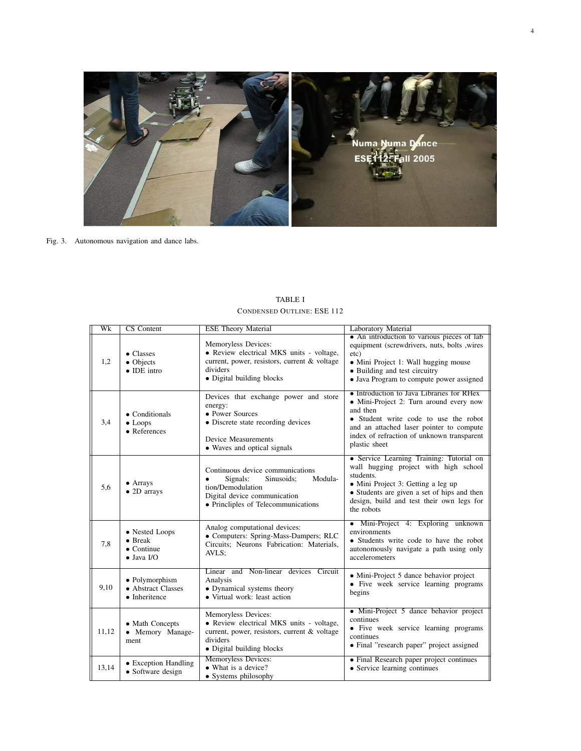Fig. 3. Autonomous navigation and dance labs.

TABLE I
CONDENSED OUTLINE: ESE 112

| Wk | CS Content | ESE Theory Material | Laboratory Material |
|---|---|---|---|
| 1,2 | • Classes<br>• Objects<br>• IDE intro | Memoryless Devices:<br>• Review electrical MKS units - voltage, current, power, resistors, current & voltage dividers<br>• Digital building blocks | • An introduction to various pieces of lab equipment (screwdrivers, nuts, bolts ,wires etc)<br>• Mini Project 1: Wall hugging mouse<br>• Building and test circuitry<br>• Java Program to compute power assigned |
| 3,4 | • Conditionals<br>• Loops<br>• References | Devices that exchange power and store energy:<br>• Power Sources<br>• Discrete state recording devices<br><br>Device Measurements<br>• Waves and optical signals | • Introduction to Java Libraries for RHex<br>• Mini-Project 2: Turn around every now and then<br>• Student write code to use the robot and an attached laser pointer to compute index of refraction of unknown transparent plastic sheet |
| 5,6 | • Arrays<br>• 2D arrays | Continuous device communications<br>• Signals: Sinusoids; Modulation/Demodulation<br>Digital device communication<br>• Princliples of Telecommunications | • Service Learning Training: Tutorial on wall hugging project with high school students.<br>• Mini Project 3: Getting a leg up<br>• Students are given a set of hips and then design, build and test their own legs for the robots |
| 7,8 | • Nested Loops<br>• Break<br>• Continue<br>• Java I/O | Analog computational devices:<br>• Computers: Spring-Mass-Dampers; RLC Circuits; Neurons Fabrication: Materials, AVLS; | • Mini-Project 4: Exploring unknown environments<br>• Students write code to have the robot autonomously navigate a path using only accelerometers |
| 9,10 | • Polymorphism<br>• Abstract Classes<br>• Inheritence | Linear and Non-linear devices Circuit Analysis<br>• Dynamical systems theory<br>• Virtual work: least action | • Mini-Project 5 dance behavior project<br>• Five week service learning programs begins |
| 11,12 | • Math Concepts<br>• Memory Management | Memoryless Devices:<br>• Review electrical MKS units - voltage, current, power, resistors, current & voltage dividers<br>• Digital building blocks | • Mini-Project 5 dance behavior project continues<br>• Five week service learning programs continues<br>• Final "research paper" project assigned |
| 13,14 | • Exception Handling<br>• Software design | Memoryless Devices:<br>• What is a device?<br>• Systems philosophy | • Final Research paper project continues<br>• Service learning continues |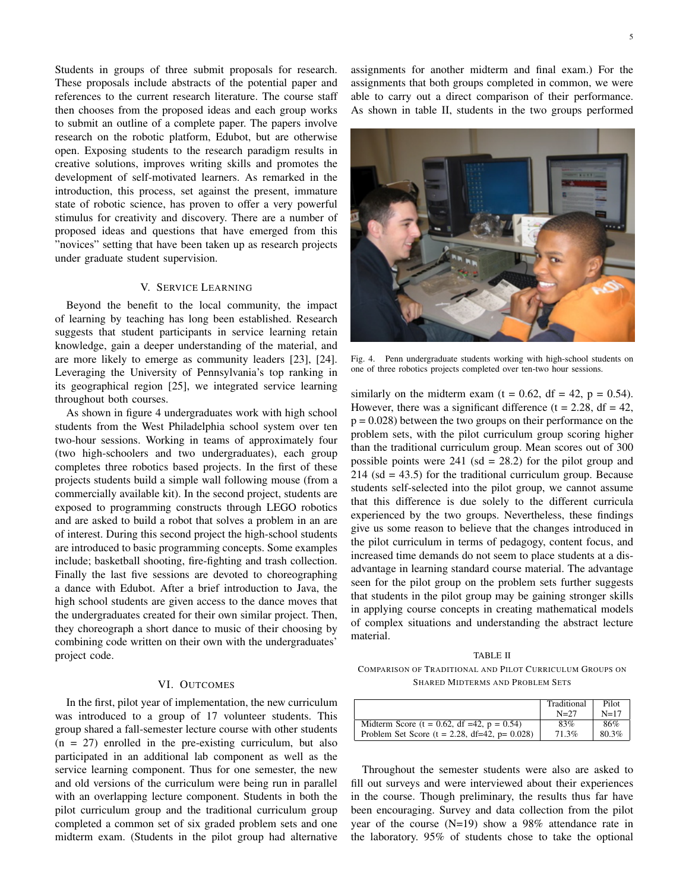Students in groups of three submit proposals for research. These proposals include abstracts of the potential paper and references to the current research literature. The course staff then chooses from the proposed ideas and each group works to submit an outline of a complete paper. The papers involve research on the robotic platform, Edubot, but are otherwise open. Exposing students to the research paradigm results in creative solutions, improves writing skills and promotes the development of self-motivated learners. As remarked in the introduction, this process, set against the present, immature state of robotic science, has proven to offer a very powerful stimulus for creativity and discovery. There are a number of proposed ideas and questions that have emerged from this "novices" setting that have been taken up as research projects under graduate student supervision.

## V. Service Learning

Beyond the benefit to the local community, the impact of learning by teaching has long been established. Research suggests that student participants in service learning retain knowledge, gain a deeper understanding of the material, and are more likely to emerge as community leaders [23], [24]. Leveraging the University of Pennsylvania's top ranking in its geographical region [25], we integrated service learning throughout both courses.

As shown in figure 4 undergraduates work with high school students from the West Philadelphia school system over ten two-hour sessions. Working in teams of approximately four (two high-schoolers and two undergraduates), each group completes three robotics based projects. In the first of these projects students build a simple wall following mouse (from a commercially available kit). In the second project, students are exposed to programming constructs through LEGO robotics and are asked to build a robot that solves a problem in an are of interest. During this second project the high-school students are introduced to basic programming concepts. Some examples include; basketball shooting, fire-fighting and trash collection. Finally the last five sessions are devoted to choreographing a dance with Edubot. After a brief introduction to Java, the high school students are given access to the dance moves that the undergraduates created for their own similar project. Then, they choreograph a short dance to music of their choosing by combining code written on their own with the undergraduates' project code.

Fig. 4. Penn undergraduate students working with high-school students on one of three robotics projects completed over ten-two hour sessions.

## VI. Outcomes

In the first, pilot year of implementation, the new curriculum was introduced to a group of 17 volunteer students. This group shared a fall-semester lecture course with other students (n = 27) enrolled in the pre-existing curriculum, but also participated in an additional lab component as well as the service learning component. Thus for one semester, the new and old versions of the curriculum were being run in parallel with an overlapping lecture component. Students in both the pilot curriculum group and the traditional curriculum group completed a common set of six graded problem sets and one midterm exam. (Students in the pilot group had alternative assignments for another midterm and final exam.) For the assignments that both groups completed in common, we were able to carry out a direct comparison of their performance. As shown in table II, students in the two groups performed similarly on the midterm exam ($t = 0.62$, $df = 42$, $p = 0.54$). However, there was a significant difference ($t = 2.28$, $df = 42$, $p = 0.028$) between the two groups on their performance on the problem sets, with the pilot curriculum group scoring higher than the traditional curriculum group. Mean scores out of 300 possible points were 241 (sd = 28.2) for the pilot group and 214 (sd = 43.5) for the traditional curriculum group. Because students self-selected into the pilot group, we cannot assume that this difference is due solely to the different curricula experienced by the two groups. Nevertheless, these findings give us some reason to believe that the changes introduced in the pilot curriculum in terms of pedagogy, content focus, and increased time demands do not seem to place students at a disadvantage in learning standard course material. The advantage seen for the pilot group on the problem sets further suggests that students in the pilot group may be gaining stronger skills in applying course concepts in creating mathematical models of complex situations and understanding the abstract lecture material.

TABLE II
Comparison of Traditional and Pilot Curriculum Groups on Shared Midterms and Problem Sets

| | Traditional N=27 | Pilot N=17 |
|---|---|---|
| Midterm Score ($t = 0.62$, $df = 42$, $p = 0.54$) | 83% | 86% |
| Problem Set Score ($t = 2.28$, $df = 42$, $p = 0.028$) | 71.3% | 80.3% |

Throughout the semester students were also are asked to fill out surveys and were interviewed about their experiences in the course. Though preliminary, the results thus far have been encouraging. Survey and data collection from the pilot year of the course (N=19) show a 98% attendance rate in the laboratory. 95% of students chose to take the optional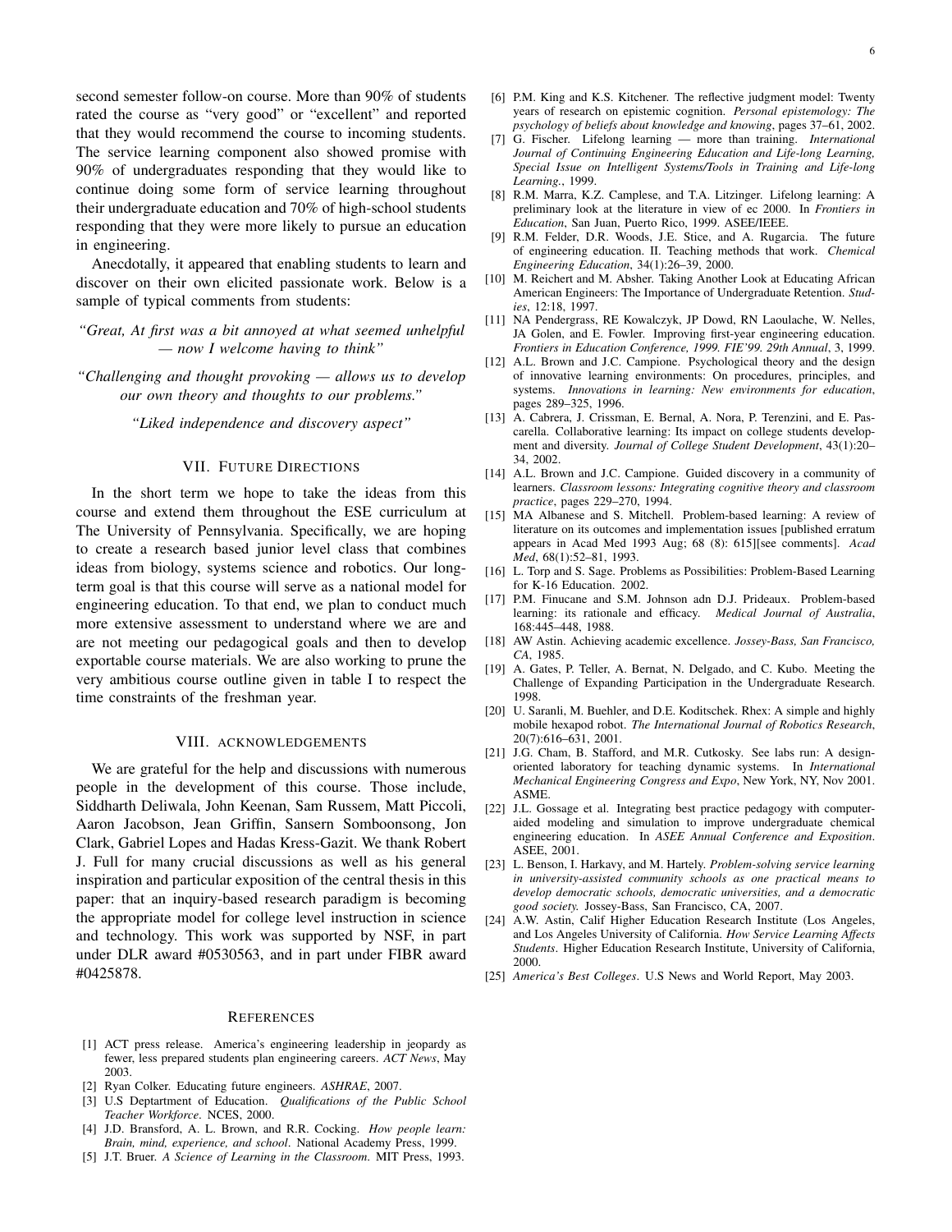second semester follow-on course. More than 90% of students rated the course as "very good" or "excellent" and reported that they would recommend the course to incoming students. The service learning component also showed promise with 90% of undergraduates responding that they would like to continue doing some form of service learning throughout their undergraduate education and 70% of high-school students responding that they were more likely to pursue an education in engineering.

Anecdotally, it appeared that enabling students to learn and discover on their own elicited passionate work. Below is a sample of typical comments from students:

*"Great, At first was a bit annoyed at what seemed unhelpful — now I welcome having to think"*

*"Challenging and thought provoking — allows us to develop our own theory and thoughts to our problems."*

*"Liked independence and discovery aspect"*

## VII. Future Directions

In the short term we hope to take the ideas from this course and extend them throughout the ESE curriculum at The University of Pennsylvania. Specifically, we are hoping to create a research based junior level class that combines ideas from biology, systems science and robotics. Our long-term goal is that this course will serve as a national model for engineering education. To that end, we plan to conduct much more extensive assessment to understand where we are and are not meeting our pedagogical goals and then to develop exportable course materials. We are also working to prune the very ambitious course outline given in table I to respect the time constraints of the freshman year.

## VIII. acknowledgements

We are grateful for the help and discussions with numerous people in the development of this course. Those include, Siddharth Deliwala, John Keenan, Sam Russem, Matt Piccoli, Aaron Jacobson, Jean Griffin, Sansern Somboonsong, Jon Clark, Gabriel Lopes and Hadas Kress-Gazit. We thank Robert J. Full for many crucial discussions as well as his general inspiration and particular exposition of the central thesis in this paper: that an inquiry-based research paradigm is becoming the appropriate model for college level instruction in science and technology. This work was supported by NSF, in part under DLR award #0530563, and in part under FIBR award #0425878.

## References

[1] ACT press release. America's engineering leadership in jeopardy as fewer, less prepared students plan engineering careers. *ACT News*, May 2003.

[2] Ryan Colker. Educating future engineers. *ASHRAE*, 2007.

[3] U.S Deptartment of Education. *Qualifications of the Public School Teacher Workforce*. NCES, 2000.

[4] J.D. Bransford, A. L. Brown, and R.R. Cocking. *How people learn: Brain, mind, experience, and school*. National Academy Press, 1999.

[5] J.T. Bruer. *A Science of Learning in the Classroom*. MIT Press, 1993.

[6] P.M. King and K.S. Kitchener. The reflective judgment model: Twenty years of research on epistemic cognition. *Personal epistemology: The psychology of beliefs about knowledge and knowing*, pages 37–61, 2002.

[7] G. Fischer. Lifelong learning — more than training. *International Journal of Continuing Engineering Education and Life-long Learning, Special Issue on Intelligent Systems/Tools in Training and Life-long Learning.*, 1999.

[8] R.M. Marra, K.Z. Camplese, and T.A. Litzinger. Lifelong learning: A preliminary look at the literature in view of ec 2000. In *Frontiers in Education*, San Juan, Puerto Rico, 1999. ASEE/IEEE.

[9] R.M. Felder, D.R. Woods, J.E. Stice, and A. Rugarcia. The future of engineering education. II. Teaching methods that work. *Chemical Engineering Education*, 34(1):26–39, 2000.

[10] M. Reichert and M. Absher. Taking Another Look at Educating African American Engineers: The Importance of Undergraduate Retention. *Studies*, 12:18, 1997.

[11] NA Pendergrass, RE Kowalczyk, JP Dowd, RN Laoulache, W. Nelles, JA Golen, and E. Fowler. Improving first-year engineering education. *Frontiers in Education Conference, 1999. FIE'99. 29th Annual*, 3, 1999.

[12] A.L. Brown and J.C. Campione. Psychological theory and the design of innovative learning environments: On procedures, principles, and systems. *Innovations in learning: New environments for education*, pages 289–325, 1996.

[13] A. Cabrera, J. Crissman, E. Bernal, A. Nora, P. Terenzini, and E. Pascarella. Collaborative learning: Its impact on college students development and diversity. *Journal of College Student Development*, 43(1):20–34, 2002.

[14] A.L. Brown and J.C. Campione. Guided discovery in a community of learners. *Classroom lessons: Integrating cognitive theory and classroom practice*, pages 229–270, 1994.

[15] MA Albanese and S. Mitchell. Problem-based learning: A review of literature on its outcomes and implementation issues [published erratum appears in Acad Med 1993 Aug; 68 (8): 615][see comments]. *Acad Med*, 68(1):52–81, 1993.

[16] L. Torp and S. Sage. Problems as Possibilities: Problem-Based Learning for K-16 Education. 2002.

[17] P.M. Finucane and S.M. Johnson adn D.J. Prideaux. Problem-based learning: its rationale and efficacy. *Medical Journal of Australia*, 168:445–448, 1988.

[18] AW Astin. Achieving academic excellence. *Jossey-Bass, San Francisco, CA*, 1985.

[19] A. Gates, P. Teller, A. Bernat, N. Delgado, and C. Kubo. Meeting the Challenge of Expanding Participation in the Undergraduate Research. 1998.

[20] U. Saranli, M. Buehler, and D.E. Koditschek. Rhex: A simple and highly mobile hexapod robot. *The International Journal of Robotics Research*, 20(7):616–631, 2001.

[21] J.G. Cham, B. Stafford, and M.R. Cutkosky. See labs run: A design-oriented laboratory for teaching dynamic systems. In *International Mechanical Engineering Congress and Expo*, New York, NY, Nov 2001. ASME.

[22] J.L. Gossage et al. Integrating best practice pedagogy with computer-aided modeling and simulation to improve undergraduate chemical engineering education. In *ASEE Annual Conference and Exposition*. ASEE, 2001.

[23] L. Benson, I. Harkavy, and M. Hartely. *Problem-solving service learning in university-assisted community schools as one practical means to develop democratic schools, democratic universities, and a democratic good society.* Jossey-Bass, San Francisco, CA, 2007.

[24] A.W. Astin, Calif Higher Education Research Institute (Los Angeles, and Los Angeles University of California. *How Service Learning Affects Students*. Higher Education Research Institute, University of California, 2000.

[25] *America's Best Colleges*. U.S News and World Report, May 2003.